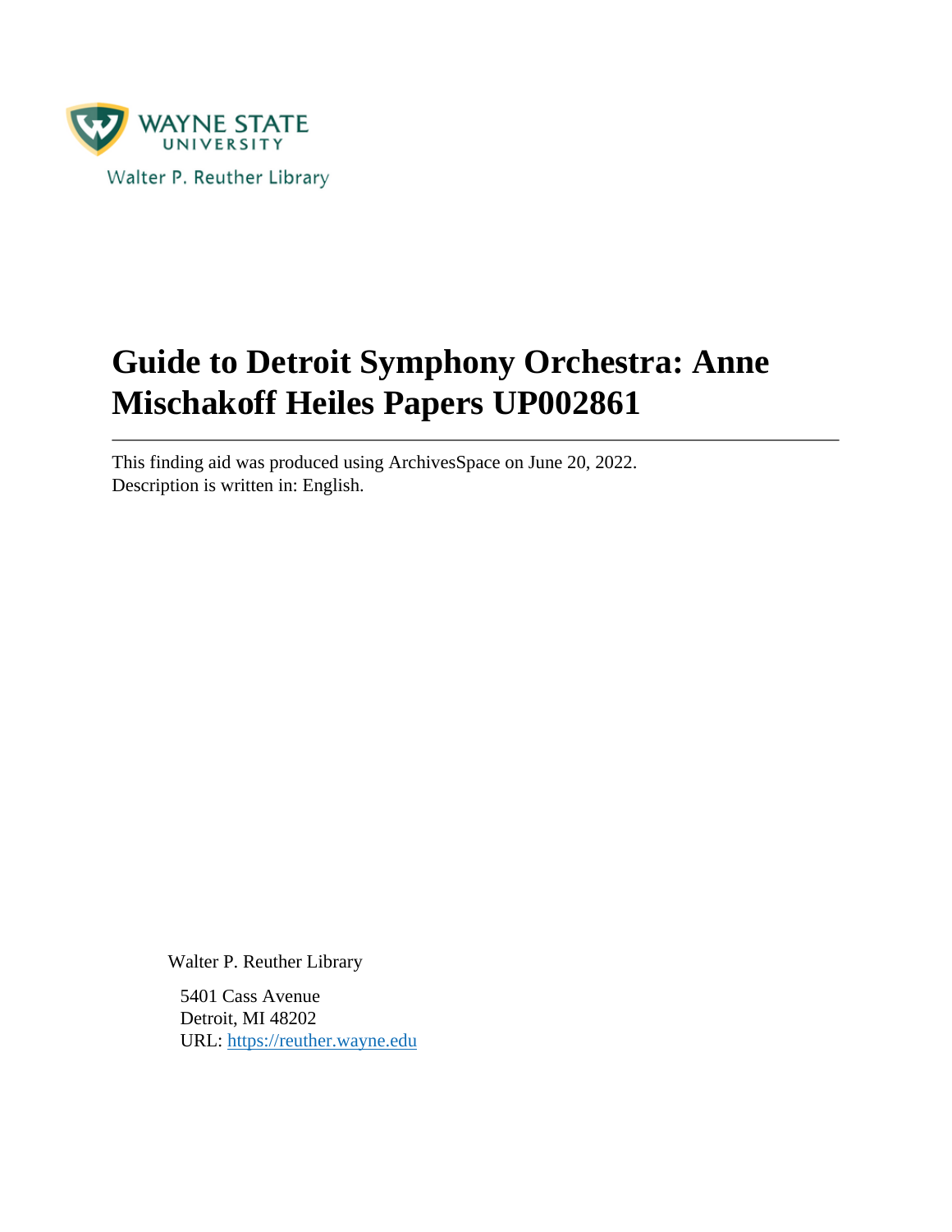WAYNE STATE UNIVERSITY

Walter P. Reuther Library

# Guide to Detroit Symphony Orchestra: Anne Mischakoff Heiles Papers UP002861

---

This finding aid was produced using ArchivesSpace on June 20, 2022.
Description is written in: English.

Walter P. Reuther Library

5401 Cass Avenue
Detroit, MI 48202
URL: https://reuther.wayne.edu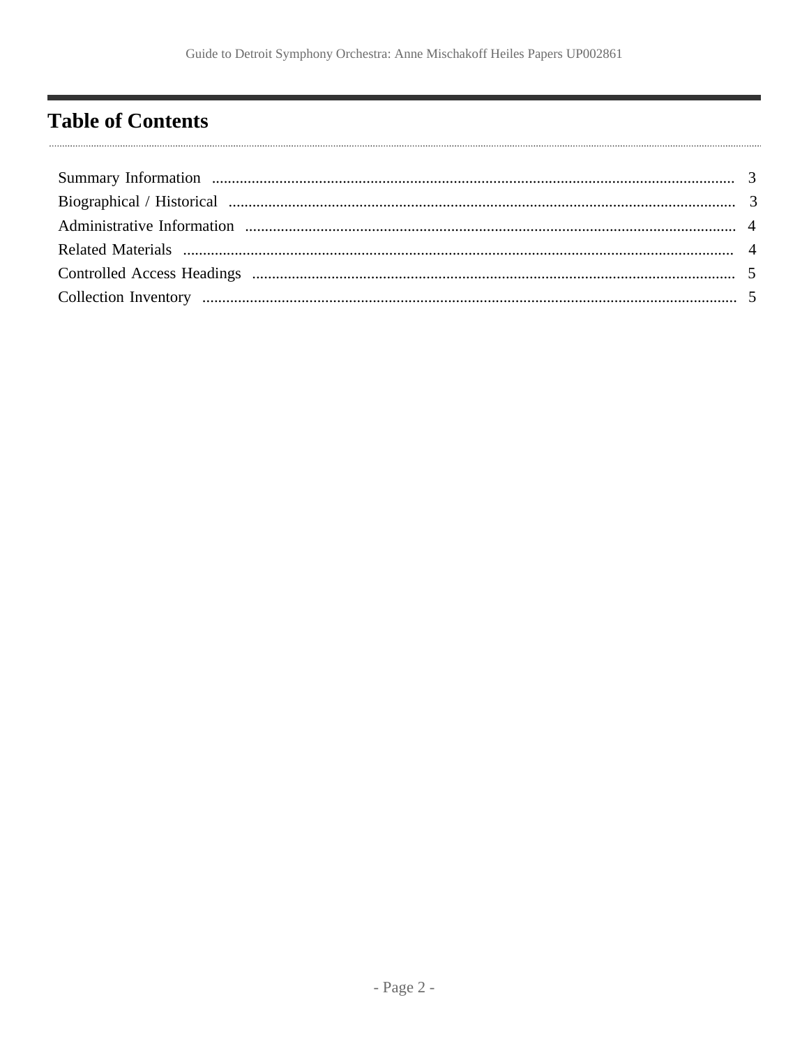# Table of Contents

Summary Information ........................................................ 3
Biographical / Historical ........................................................ 3
Administrative Information ........................................................ 4
Related Materials ........................................................ 4
Controlled Access Headings ........................................................ 5
Collection Inventory ........................................................ 5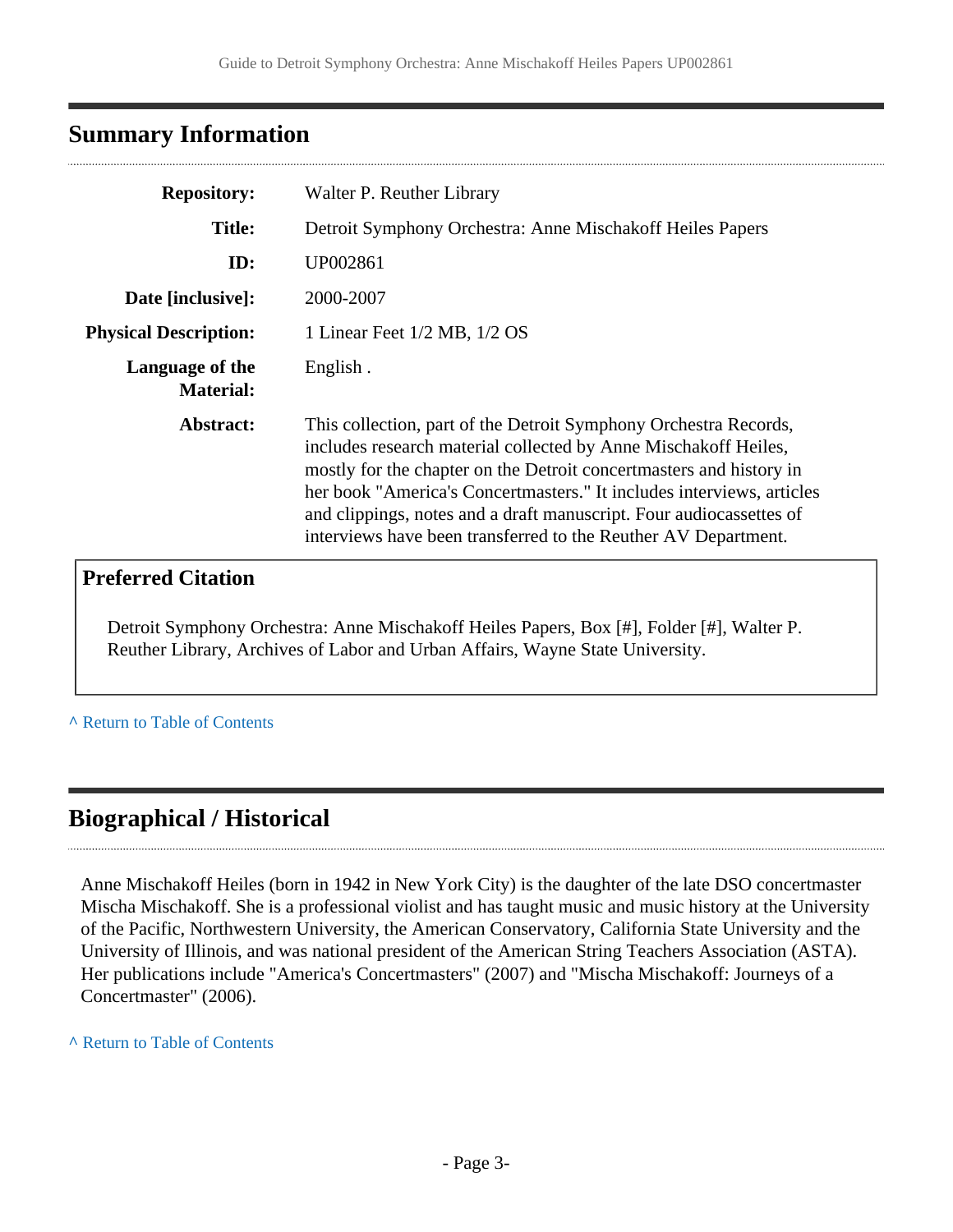## Summary Information

| | |
|---|---|
| **Repository:** | Walter P. Reuther Library |
| **Title:** | Detroit Symphony Orchestra: Anne Mischakoff Heiles Papers |
| **ID:** | UP002861 |
| **Date [inclusive]:** | 2000-2007 |
| **Physical Description:** | 1 Linear Feet 1/2 MB, 1/2 OS |
| **Language of the Material:** | English . |
| **Abstract:** | This collection, part of the Detroit Symphony Orchestra Records, includes research material collected by Anne Mischakoff Heiles, mostly for the chapter on the Detroit concertmasters and history in her book "America's Concertmasters." It includes interviews, articles and clippings, notes and a draft manuscript. Four audiocassettes of interviews have been transferred to the Reuther AV Department. |

### Preferred Citation

Detroit Symphony Orchestra: Anne Mischakoff Heiles Papers, Box [#], Folder [#], Walter P. Reuther Library, Archives of Labor and Urban Affairs, Wayne State University.

^ Return to Table of Contents

## Biographical / Historical

Anne Mischakoff Heiles (born in 1942 in New York City) is the daughter of the late DSO concertmaster Mischa Mischakoff. She is a professional violist and has taught music and music history at the University of the Pacific, Northwestern University, the American Conservatory, California State University and the University of Illinois, and was national president of the American String Teachers Association (ASTA). Her publications include "America's Concertmasters" (2007) and "Mischa Mischakoff: Journeys of a Concertmaster" (2006).

^ Return to Table of Contents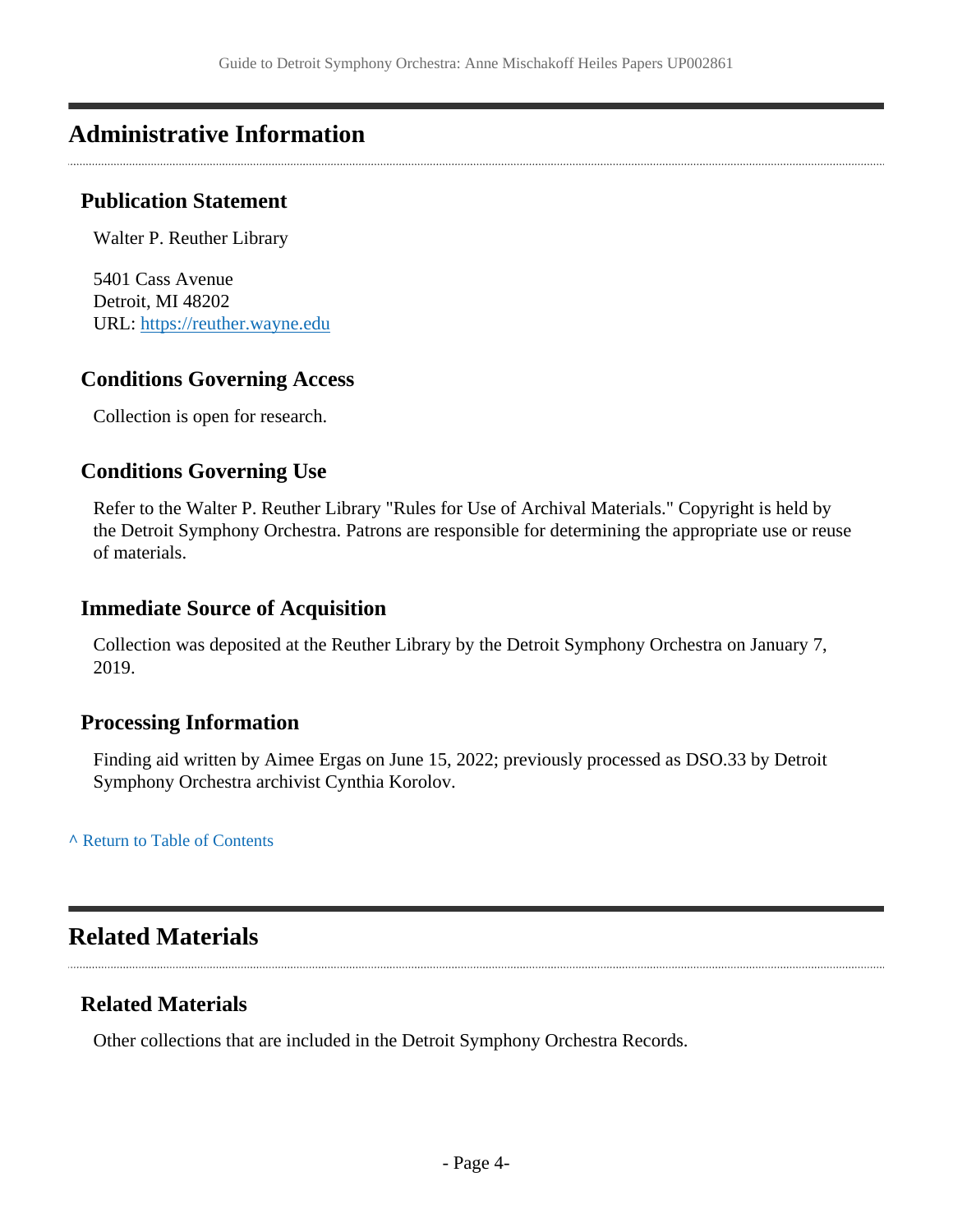## Administrative Information

### Publication Statement

Walter P. Reuther Library

5401 Cass Avenue
Detroit, MI 48202
URL: https://reuther.wayne.edu

### Conditions Governing Access

Collection is open for research.

### Conditions Governing Use

Refer to the Walter P. Reuther Library "Rules for Use of Archival Materials." Copyright is held by the Detroit Symphony Orchestra. Patrons are responsible for determining the appropriate use or reuse of materials.

### Immediate Source of Acquisition

Collection was deposited at the Reuther Library by the Detroit Symphony Orchestra on January 7, 2019.

### Processing Information

Finding aid written by Aimee Ergas on June 15, 2022; previously processed as DSO.33 by Detroit Symphony Orchestra archivist Cynthia Korolov.

^ Return to Table of Contents

## Related Materials

### Related Materials

Other collections that are included in the Detroit Symphony Orchestra Records.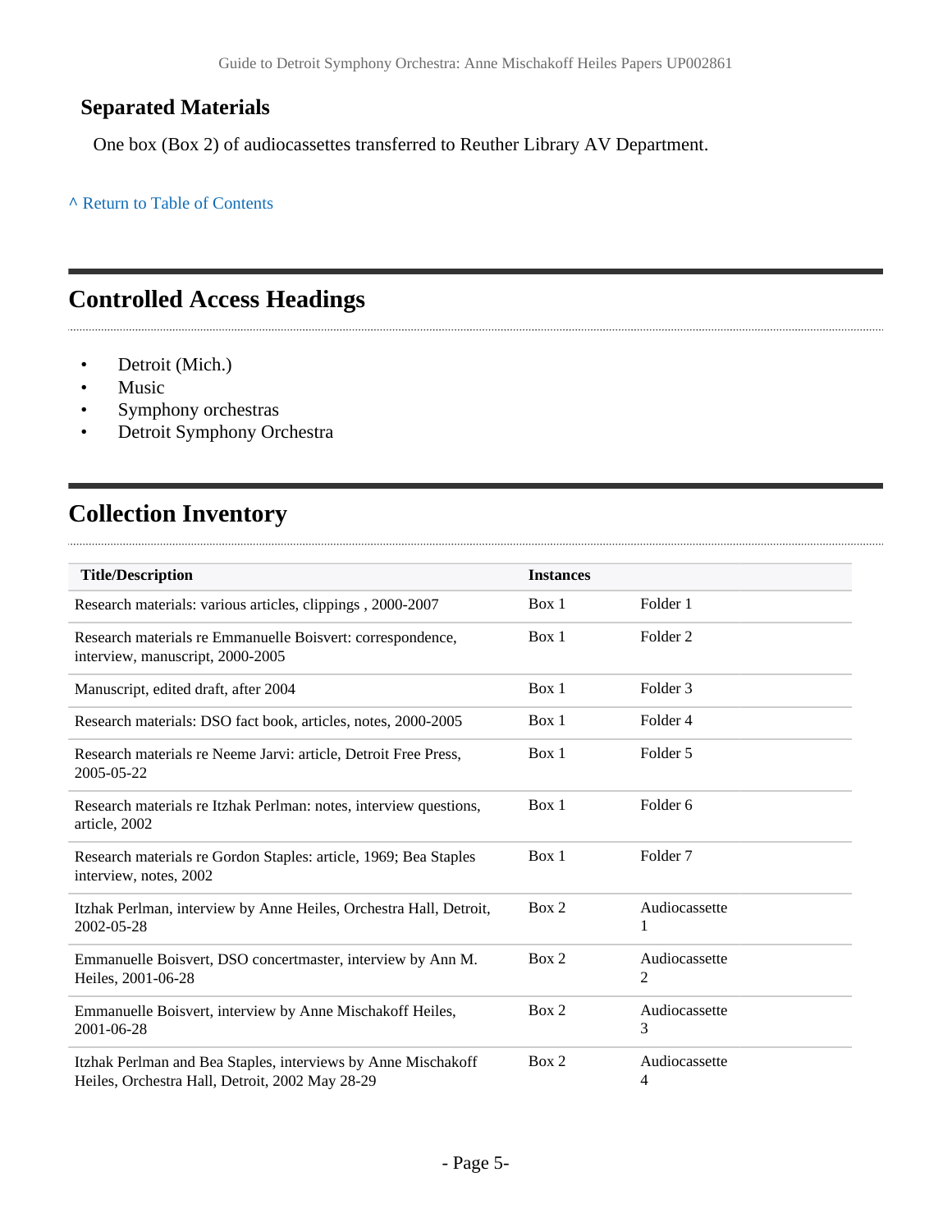### Separated Materials

One box (Box 2) of audiocassettes transferred to Reuther Library AV Department.

^ Return to Table of Contents

## Controlled Access Headings

- Detroit (Mich.)
- Music
- Symphony orchestras
- Detroit Symphony Orchestra

## Collection Inventory

| Title/Description | Instances | |
|---|---|---|
| Research materials: various articles, clippings , 2000-2007 | Box 1 | Folder 1 |
| Research materials re Emmanuelle Boisvert: correspondence, interview, manuscript, 2000-2005 | Box 1 | Folder 2 |
| Manuscript, edited draft, after 2004 | Box 1 | Folder 3 |
| Research materials: DSO fact book, articles, notes, 2000-2005 | Box 1 | Folder 4 |
| Research materials re Neeme Jarvi: article, Detroit Free Press, 2005-05-22 | Box 1 | Folder 5 |
| Research materials re Itzhak Perlman: notes, interview questions, article, 2002 | Box 1 | Folder 6 |
| Research materials re Gordon Staples: article, 1969; Bea Staples interview, notes, 2002 | Box 1 | Folder 7 |
| Itzhak Perlman, interview by Anne Heiles, Orchestra Hall, Detroit, 2002-05-28 | Box 2 | Audiocassette 1 |
| Emmanuelle Boisvert, DSO concertmaster, interview by Ann M. Heiles, 2001-06-28 | Box 2 | Audiocassette 2 |
| Emmanuelle Boisvert, interview by Anne Mischakoff Heiles, 2001-06-28 | Box 2 | Audiocassette 3 |
| Itzhak Perlman and Bea Staples, interviews by Anne Mischakoff Heiles, Orchestra Hall, Detroit, 2002 May 28-29 | Box 2 | Audiocassette 4 |